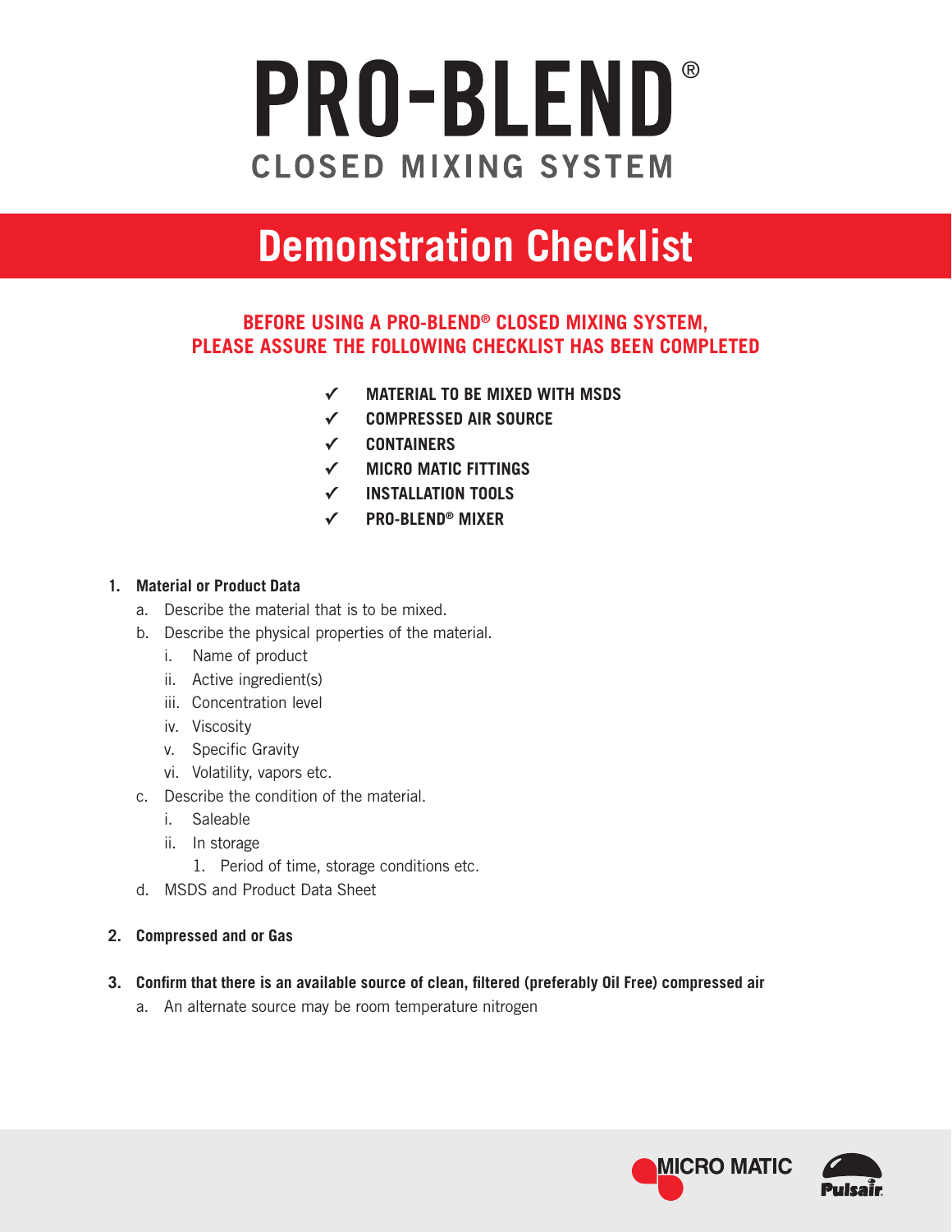# PRO-BLEND®

## CLOSED MIXING SYSTEM

# Demonstration Checklist

**BEFORE USING A PRO-BLEND® CLOSED MIXING SYSTEM, PLEASE ASSURE THE FOLLOWING CHECKLIST HAS BEEN COMPLETED**

- ✓ **MATERIAL TO BE MIXED WITH MSDS**
- ✓ **COMPRESSED AIR SOURCE**
- ✓ **CONTAINERS**
- ✓ **MICRO MATIC FITTINGS**
- ✓ **INSTALLATION TOOLS**
- ✓ **PRO-BLEND® MIXER**

1. **Material or Product Data**
    a. Describe the material that is to be mixed.
    b. Describe the physical properties of the material.
        i. Name of product
        ii. Active ingredient(s)
        iii. Concentration level
        iv. Viscosity
        v. Specific Gravity
        vi. Volatility, vapors etc.
    c. Describe the condition of the material.
        i. Saleable
        ii. In storage
            1. Period of time, storage conditions etc.
    d. MSDS and Product Data Sheet

2. **Compressed and or Gas**

3. **Confirm that there is an available source of clean, filtered (preferably Oil Free) compressed air**
    a. An alternate source may be room temperature nitrogen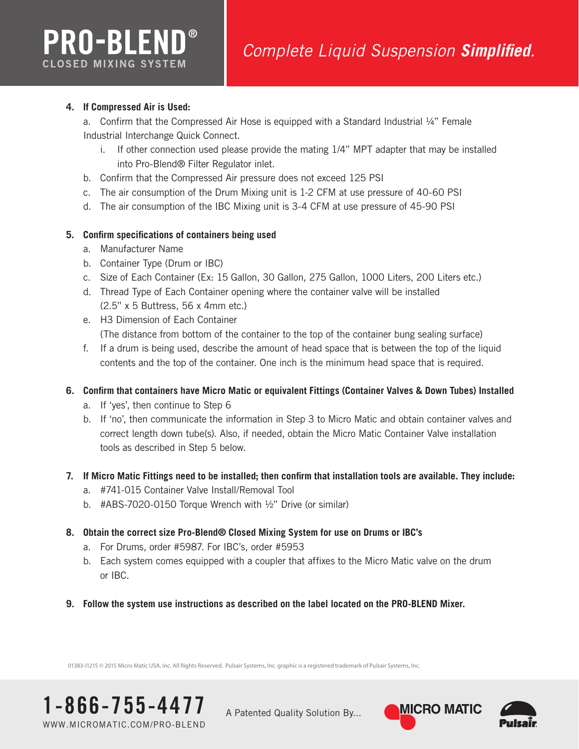# PRO-BLEND®

CLOSED MIXING SYSTEM

*Complete Liquid Suspension **Simplified**.*

4. **If Compressed Air is Used:**
   a. Confirm that the Compressed Air Hose is equipped with a Standard Industrial ¼" Female Industrial Interchange Quick Connect.
      i. If other connection used please provide the mating 1/4" MPT adapter that may be installed into Pro-Blend® Filter Regulator inlet.
   b. Confirm that the Compressed Air pressure does not exceed 125 PSI
   c. The air consumption of the Drum Mixing unit is 1-2 CFM at use pressure of 40-60 PSI
   d. The air consumption of the IBC Mixing unit is 3-4 CFM at use pressure of 45-90 PSI

5. **Confirm specifications of containers being used**
   a. Manufacturer Name
   b. Container Type (Drum or IBC)
   c. Size of Each Container (Ex: 15 Gallon, 30 Gallon, 275 Gallon, 1000 Liters, 200 Liters etc.)
   d. Thread Type of Each Container opening where the container valve will be installed (2.5" x 5 Buttress, 56 x 4mm etc.)
   e. H3 Dimension of Each Container (The distance from bottom of the container to the top of the container bung sealing surface)
   f. If a drum is being used, describe the amount of head space that is between the top of the liquid contents and the top of the container. One inch is the minimum head space that is required.

6. **Confirm that containers have Micro Matic or equivalent Fittings (Container Valves & Down Tubes) Installed**
   a. If 'yes', then continue to Step 6
   b. If 'no', then communicate the information in Step 3 to Micro Matic and obtain container valves and correct length down tube(s). Also, if needed, obtain the Micro Matic Container Valve installation tools as described in Step 5 below.

7. **If Micro Matic Fittings need to be installed; then confirm that installation tools are available. They include:**
   a. #741-015 Container Valve Install/Removal Tool
   b. #ABS-7020-0150 Torque Wrench with ½" Drive (or similar)

8. **Obtain the correct size Pro-Blend® Closed Mixing System for use on Drums or IBC's**
   a. For Drums, order #5987. For IBC's, order #5953
   b. Each system comes equipped with a coupler that affixes to the Micro Matic valve on the drum or IBC.

9. **Follow the system use instructions as described on the label located on the PRO-BLEND Mixer.**

01383-I1215 © 2015 Micro Matic USA, Inc. All Rights Reserved. Pulsair Systems, Inc. graphic is a registered trademark of Pulsair Systems, Inc.

**1-866-755-4477**
WWW.MICROMATIC.COM/PRO-BLEND

A Patented Quality Solution By... MICRO MATIC Pulsair